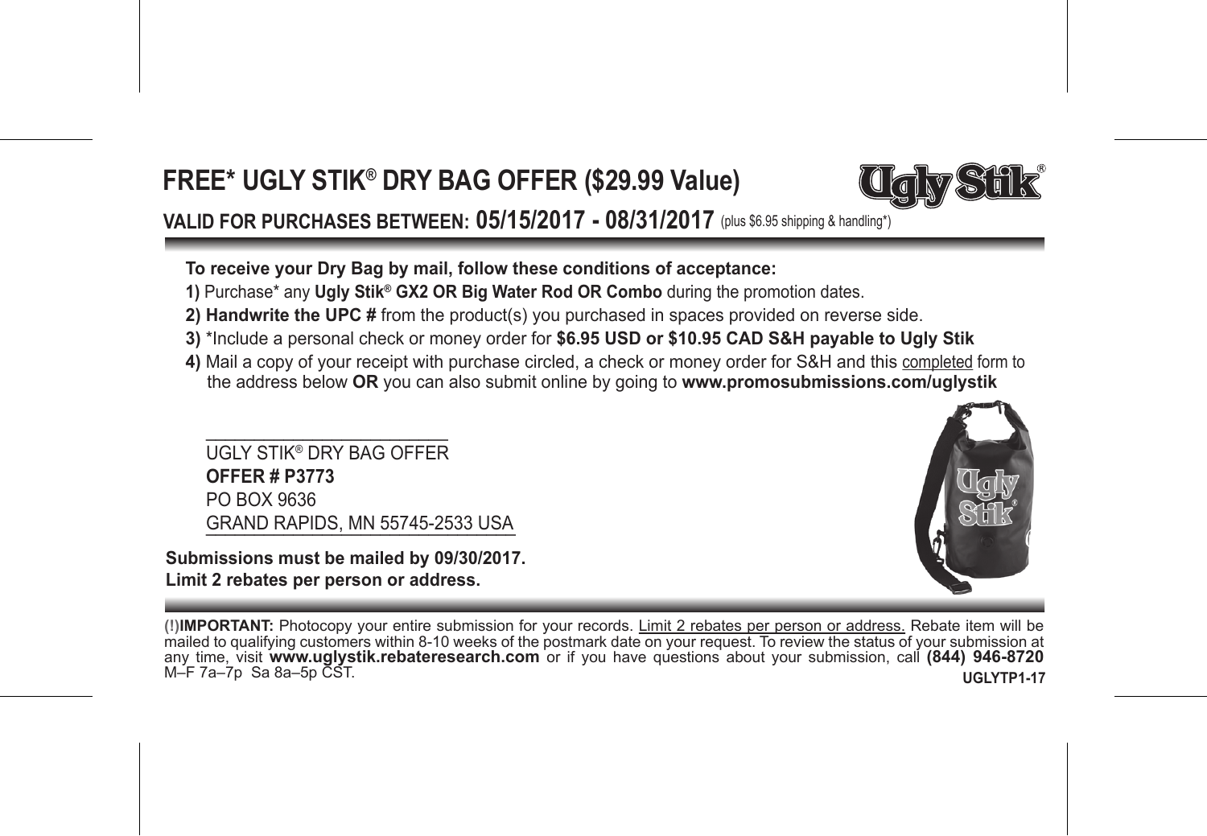# FREE* UGLY STIK® DRY BAG OFFER ($29.99 Value)

**VALID FOR PURCHASES BETWEEN: 05/15/2017 - 08/31/2017** (plus $6.95 shipping & handling*)

**To receive your Dry Bag by mail, follow these conditions of acceptance:**

**1)** Purchase* any **Ugly Stik® GX2 OR Big Water Rod OR Combo** during the promotion dates.

**2) Handwrite the UPC #** from the product(s) you purchased in spaces provided on reverse side.

**3)** *Include a personal check or money order for **$6.95 USD or $10.95 CAD S&H payable to Ugly Stik**

**4)** Mail a copy of your receipt with purchase circled, a check or money order for S&H and this completed form to the address below **OR** you can also submit online by going to **www.promosubmissions.com/uglystik**

UGLY STIK® DRY BAG OFFER
**OFFER # P3773**
PO BOX 9636
GRAND RAPIDS, MN 55745-2533 USA

**Submissions must be mailed by 09/30/2017.**
**Limit 2 rebates per person or address.**

**(!)IMPORTANT:** Photocopy your entire submission for your records. Limit 2 rebates per person or address. Rebate item will be mailed to qualifying customers within 8-10 weeks of the postmark date on your request. To review the status of your submission at any time, visit **www.uglystik.rebateresearch.com** or if you have questions about your submission, call **(844) 946-8720** M–F 7a–7p Sa 8a–5p CST.

**UGLYTP1-17**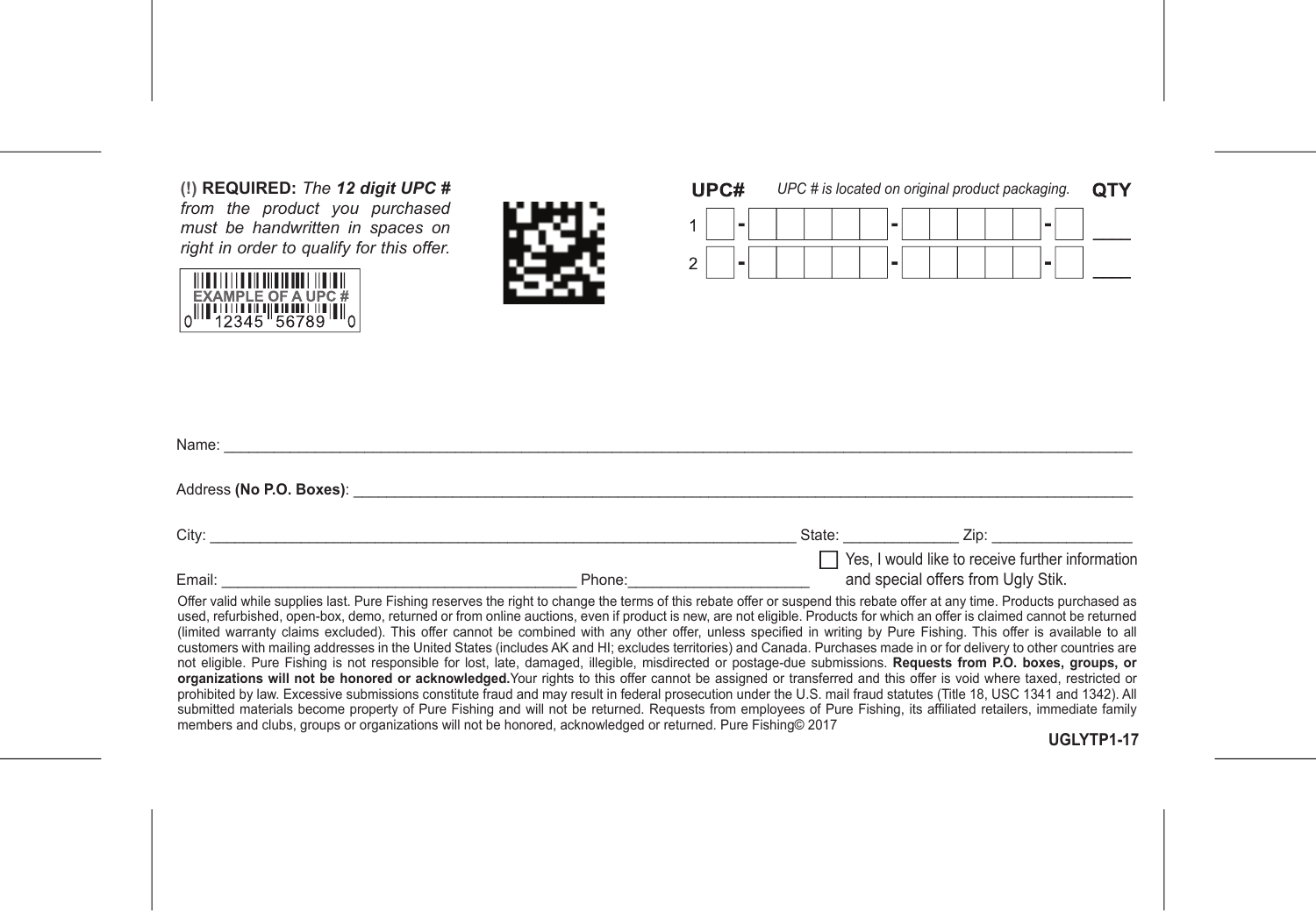(!) **REQUIRED:** *The **12 digit UPC #** from the product you purchased must be handwritten in spaces on right in order to qualify for this offer.*

EXAMPLE OF A UPC #
0 12345 56789 0

**UPC#** *UPC # is located on original product packaging.* **QTY**

1 ☐ - ☐☐☐☐☐ - ☐☐☐☐☐ - ☐ ____

2 ☐ - ☐☐☐☐☐ - ☐☐☐☐☐ - ☐ ____

Name: ____________________________________________

Address **(No P.O. Boxes)**: ____________________________________________

City: ______________________________ State: ____________ Zip: ______________

Email: ______________________________ Phone: ____________________

☐ Yes, I would like to receive further information and special offers from Ugly Stik.

Offer valid while supplies last. Pure Fishing reserves the right to change the terms of this rebate offer or suspend this rebate offer at any time. Products purchased as used, refurbished, open-box, demo, returned or from online auctions, even if product is new, are not eligible. Products for which an offer is claimed cannot be returned (limited warranty claims excluded). This offer cannot be combined with any other offer, unless specified in writing by Pure Fishing. This offer is available to all customers with mailing addresses in the United States (includes AK and HI; excludes territories) and Canada. Purchases made in or for delivery to other countries are not eligible. Pure Fishing is not responsible for lost, late, damaged, illegible, misdirected or postage-due submissions. **Requests from P.O. boxes, groups, or organizations will not be honored or acknowledged.** Your rights to this offer cannot be assigned or transferred and this offer is void where taxed, restricted or prohibited by law. Excessive submissions constitute fraud and may result in federal prosecution under the U.S. mail fraud statutes (Title 18, USC 1341 and 1342). All submitted materials become property of Pure Fishing and will not be returned. Requests from employees of Pure Fishing, its affiliated retailers, immediate family members and clubs, groups or organizations will not be honored, acknowledged or returned. Pure Fishing© 2017

**UGLYTP1-17**